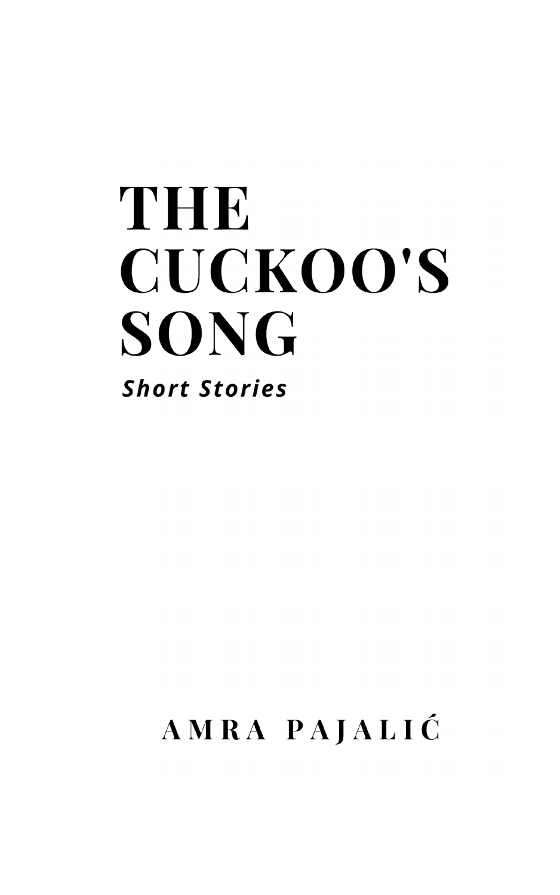# THE CUCKOO'S SONG

***Short Stories***

**AMRA PAJALIĆ**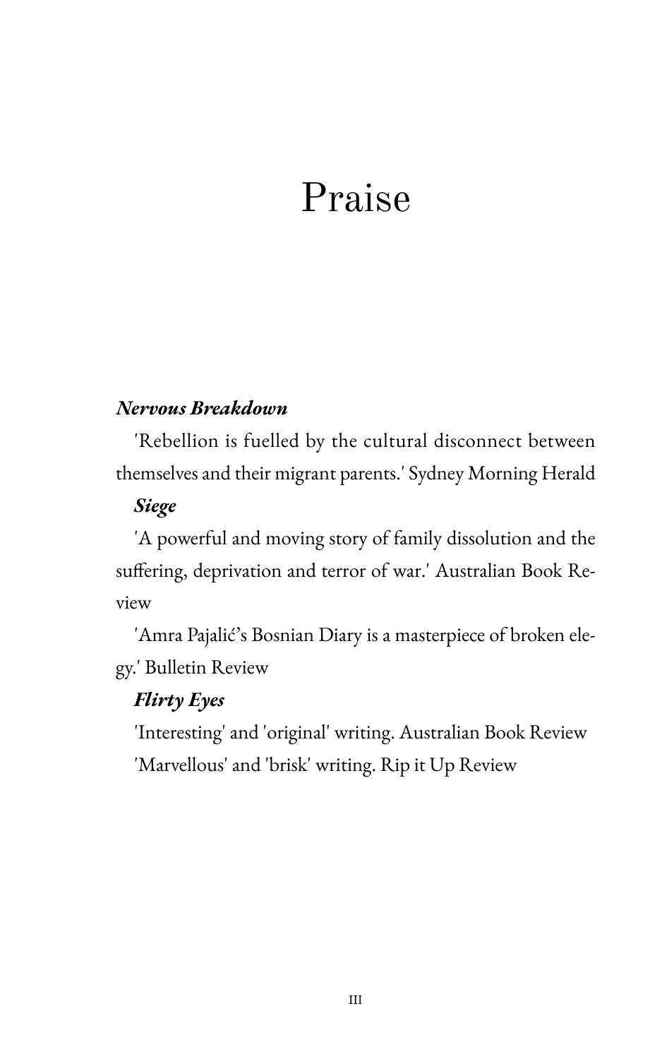# Praise

***Nervous Breakdown***

'Rebellion is fuelled by the cultural disconnect between themselves and their migrant parents.' Sydney Morning Herald

***Siege***

'A powerful and moving story of family dissolution and the suffering, deprivation and terror of war.' Australian Book Review

'Amra Pajalić's Bosnian Diary is a masterpiece of broken elegy.' Bulletin Review

***Flirty Eyes***

'Interesting' and 'original' writing. Australian Book Review

'Marvellous' and 'brisk' writing. Rip it Up Review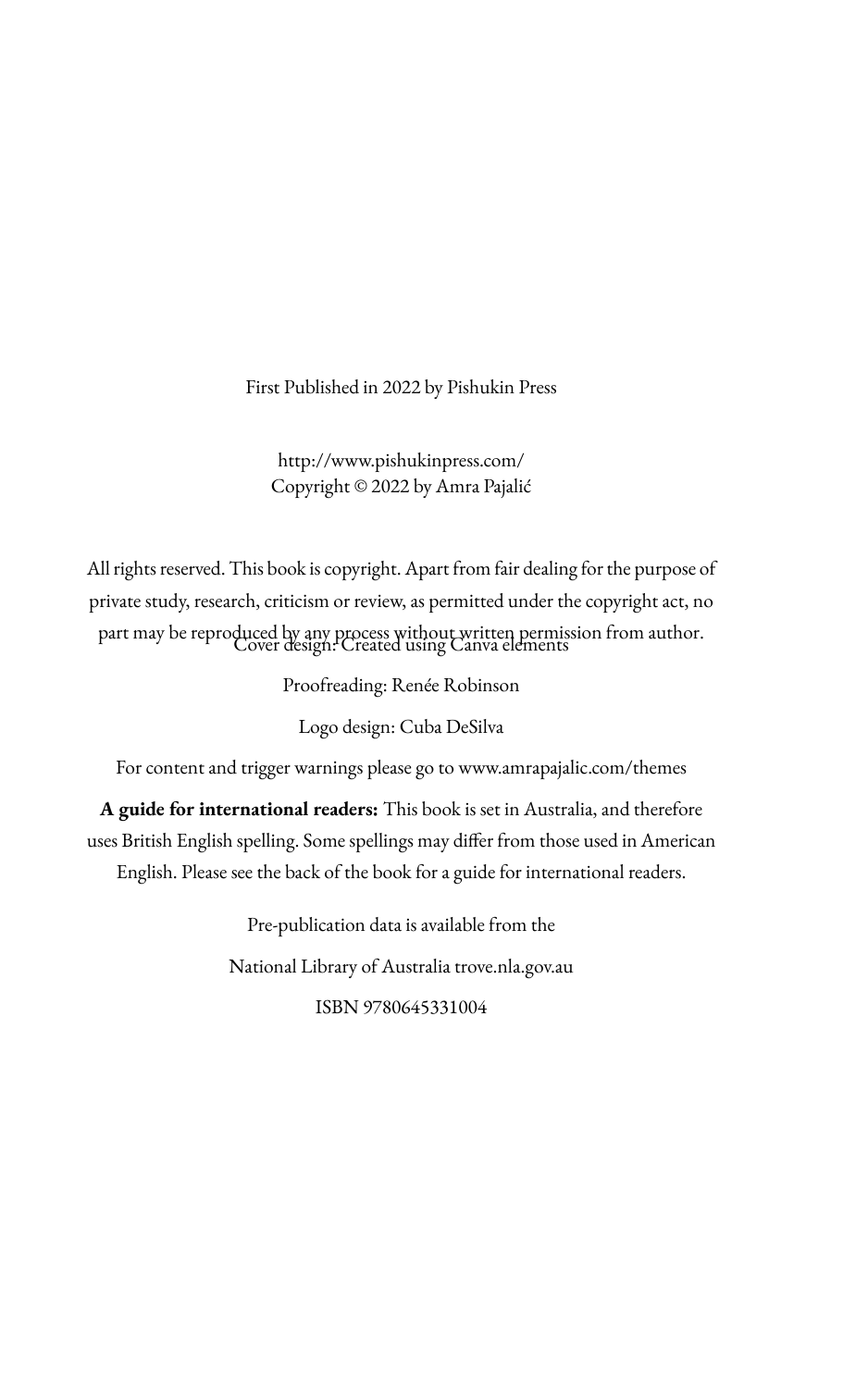First Published in 2022 by Pishukin Press

http://www.pishukinpress.com/
Copyright © 2022 by Amra Pajalić

All rights reserved. This book is copyright. Apart from fair dealing for the purpose of private study, research, criticism or review, as permitted under the copyright act, no part may be reproduced by any process without written permission from author.

Cover design: Created using Canva elements

Proofreading: Renée Robinson

Logo design: Cuba DeSilva

For content and trigger warnings please go to www.amrapajalic.com/themes

**A guide for international readers:** This book is set in Australia, and therefore uses British English spelling. Some spellings may differ from those used in American English. Please see the back of the book for a guide for international readers.

Pre-publication data is available from the

National Library of Australia trove.nla.gov.au

ISBN 9780645331004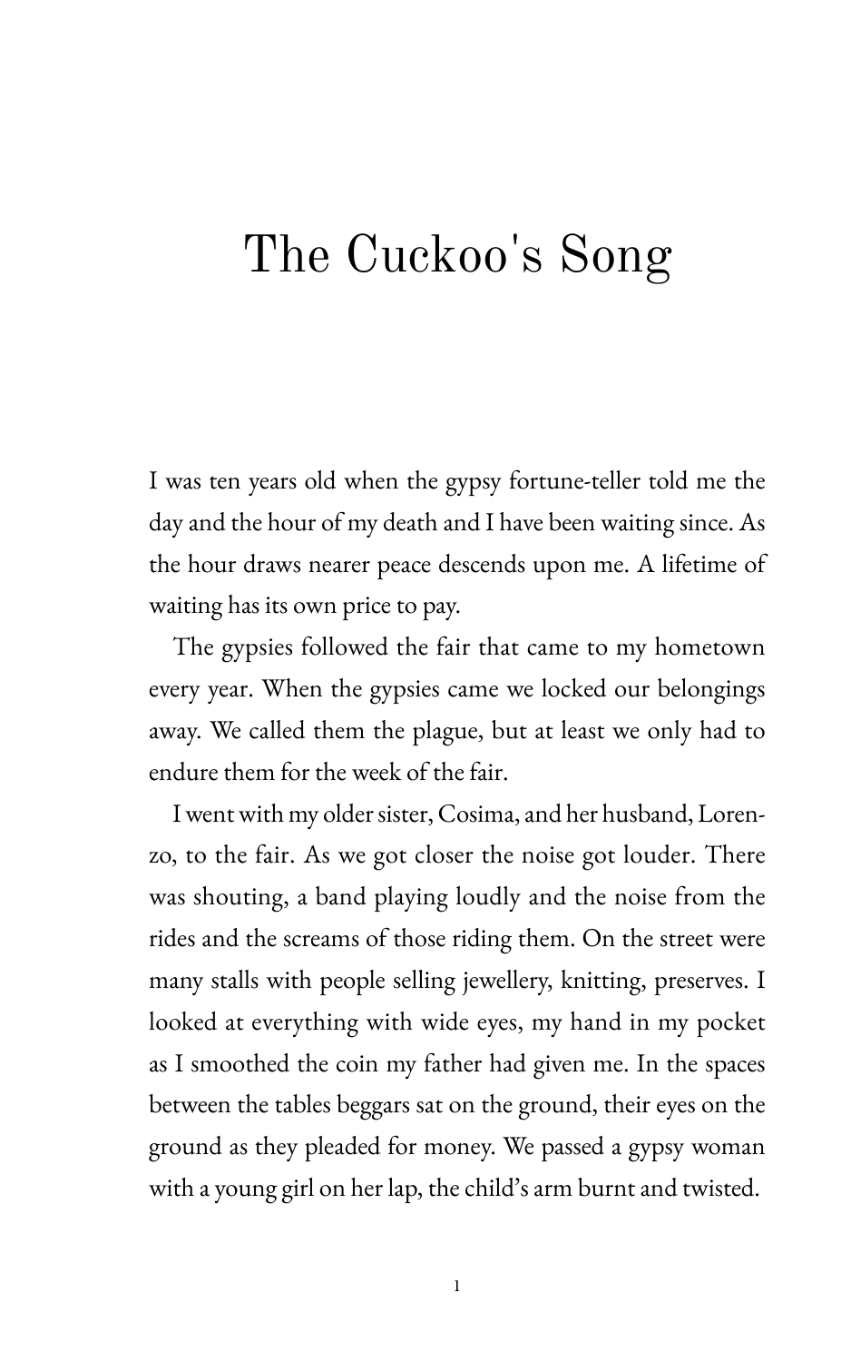# The Cuckoo's Song

I was ten years old when the gypsy fortune-teller told me the day and the hour of my death and I have been waiting since. As the hour draws nearer peace descends upon me. A lifetime of waiting has its own price to pay.

The gypsies followed the fair that came to my hometown every year. When the gypsies came we locked our belongings away. We called them the plague, but at least we only had to endure them for the week of the fair.

I went with my older sister, Cosima, and her husband, Lorenzo, to the fair. As we got closer the noise got louder. There was shouting, a band playing loudly and the noise from the rides and the screams of those riding them. On the street were many stalls with people selling jewellery, knitting, preserves. I looked at everything with wide eyes, my hand in my pocket as I smoothed the coin my father had given me. In the spaces between the tables beggars sat on the ground, their eyes on the ground as they pleaded for money. We passed a gypsy woman with a young girl on her lap, the child's arm burnt and twisted.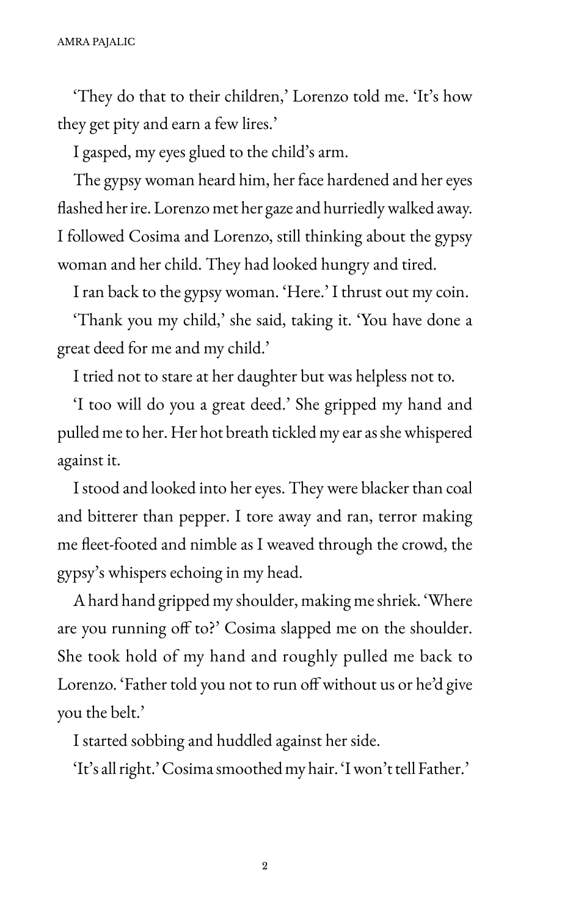'They do that to their children,' Lorenzo told me. 'It's how they get pity and earn a few lires.'

I gasped, my eyes glued to the child's arm.

The gypsy woman heard him, her face hardened and her eyes flashed her ire. Lorenzo met her gaze and hurriedly walked away. I followed Cosima and Lorenzo, still thinking about the gypsy woman and her child. They had looked hungry and tired.

I ran back to the gypsy woman. 'Here.' I thrust out my coin.

'Thank you my child,' she said, taking it. 'You have done a great deed for me and my child.'

I tried not to stare at her daughter but was helpless not to.

'I too will do you a great deed.' She gripped my hand and pulled me to her. Her hot breath tickled my ear as she whispered against it.

I stood and looked into her eyes. They were blacker than coal and bitterer than pepper. I tore away and ran, terror making me fleet-footed and nimble as I weaved through the crowd, the gypsy's whispers echoing in my head.

A hard hand gripped my shoulder, making me shriek. 'Where are you running off to?' Cosima slapped me on the shoulder. She took hold of my hand and roughly pulled me back to Lorenzo. 'Father told you not to run off without us or he'd give you the belt.'

I started sobbing and huddled against her side.

'It's all right.' Cosima smoothed my hair. 'I won't tell Father.'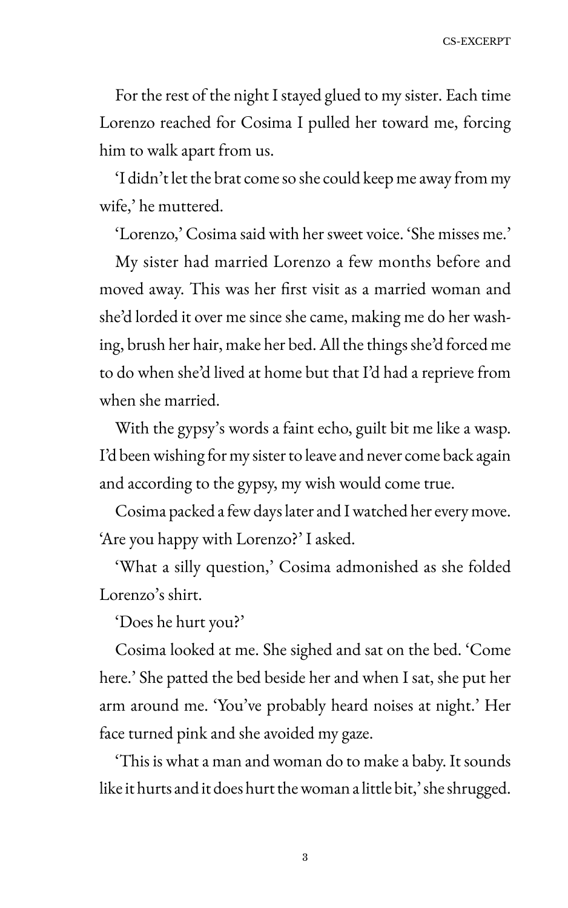For the rest of the night I stayed glued to my sister. Each time Lorenzo reached for Cosima I pulled her toward me, forcing him to walk apart from us.

'I didn't let the brat come so she could keep me away from my wife,' he muttered.

'Lorenzo,' Cosima said with her sweet voice. 'She misses me.'

My sister had married Lorenzo a few months before and moved away. This was her first visit as a married woman and she'd lorded it over me since she came, making me do her washing, brush her hair, make her bed. All the things she'd forced me to do when she'd lived at home but that I'd had a reprieve from when she married.

With the gypsy's words a faint echo, guilt bit me like a wasp. I'd been wishing for my sister to leave and never come back again and according to the gypsy, my wish would come true.

Cosima packed a few days later and I watched her every move. 'Are you happy with Lorenzo?' I asked.

'What a silly question,' Cosima admonished as she folded Lorenzo's shirt.

'Does he hurt you?'

Cosima looked at me. She sighed and sat on the bed. 'Come here.' She patted the bed beside her and when I sat, she put her arm around me. 'You've probably heard noises at night.' Her face turned pink and she avoided my gaze.

'This is what a man and woman do to make a baby. It sounds like it hurts and it does hurt the woman a little bit,' she shrugged.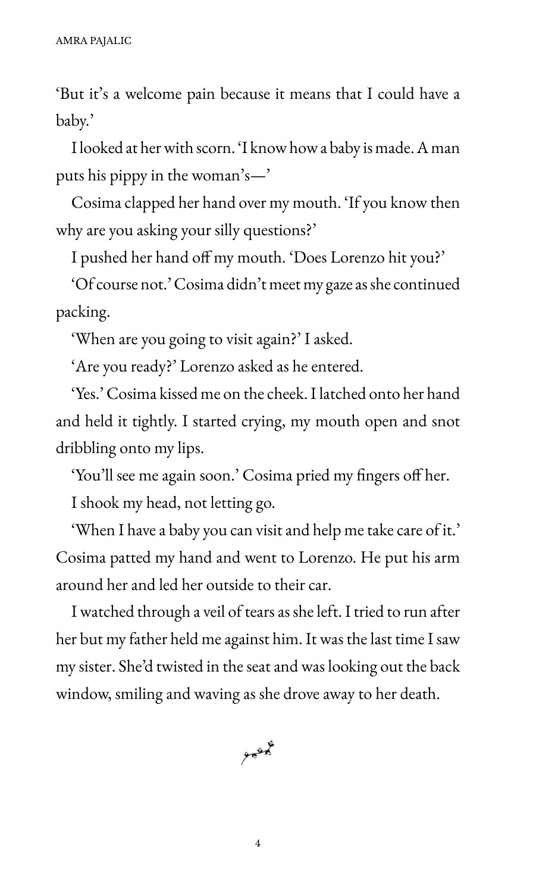'But it's a welcome pain because it means that I could have a baby.'

I looked at her with scorn. 'I know how a baby is made. A man puts his pippy in the woman's—'

Cosima clapped her hand over my mouth. 'If you know then why are you asking your silly questions?'

I pushed her hand off my mouth. 'Does Lorenzo hit you?'

'Of course not.' Cosima didn't meet my gaze as she continued packing.

'When are you going to visit again?' I asked.

'Are you ready?' Lorenzo asked as he entered.

'Yes.' Cosima kissed me on the cheek. I latched onto her hand and held it tightly. I started crying, my mouth open and snot dribbling onto my lips.

'You'll see me again soon.' Cosima pried my fingers off her.

I shook my head, not letting go.

'When I have a baby you can visit and help me take care of it.' Cosima patted my hand and went to Lorenzo. He put his arm around her and led her outside to their car.

I watched through a veil of tears as she left. I tried to run after her but my father held me against him. It was the last time I saw my sister. She'd twisted in the seat and was looking out the back window, smiling and waving as she drove away to her death.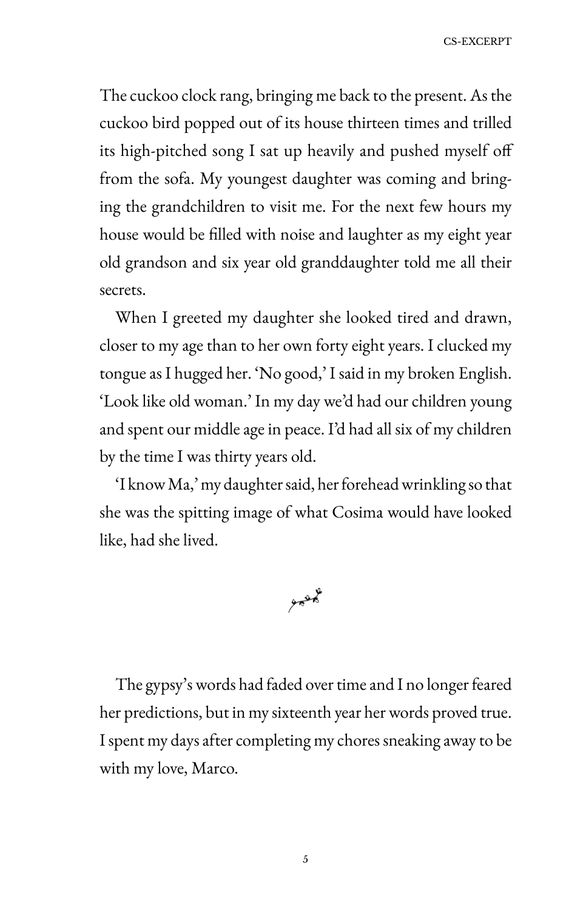The cuckoo clock rang, bringing me back to the present. As the cuckoo bird popped out of its house thirteen times and trilled its high-pitched song I sat up heavily and pushed myself off from the sofa. My youngest daughter was coming and bringing the grandchildren to visit me. For the next few hours my house would be filled with noise and laughter as my eight year old grandson and six year old granddaughter told me all their secrets.

When I greeted my daughter she looked tired and drawn, closer to my age than to her own forty eight years. I clucked my tongue as I hugged her. 'No good,' I said in my broken English. 'Look like old woman.' In my day we'd had our children young and spent our middle age in peace. I'd had all six of my children by the time I was thirty years old.

'I know Ma,' my daughter said, her forehead wrinkling so that she was the spitting image of what Cosima would have looked like, had she lived.

---

The gypsy's words had faded over time and I no longer feared her predictions, but in my sixteenth year her words proved true. I spent my days after completing my chores sneaking away to be with my love, Marco.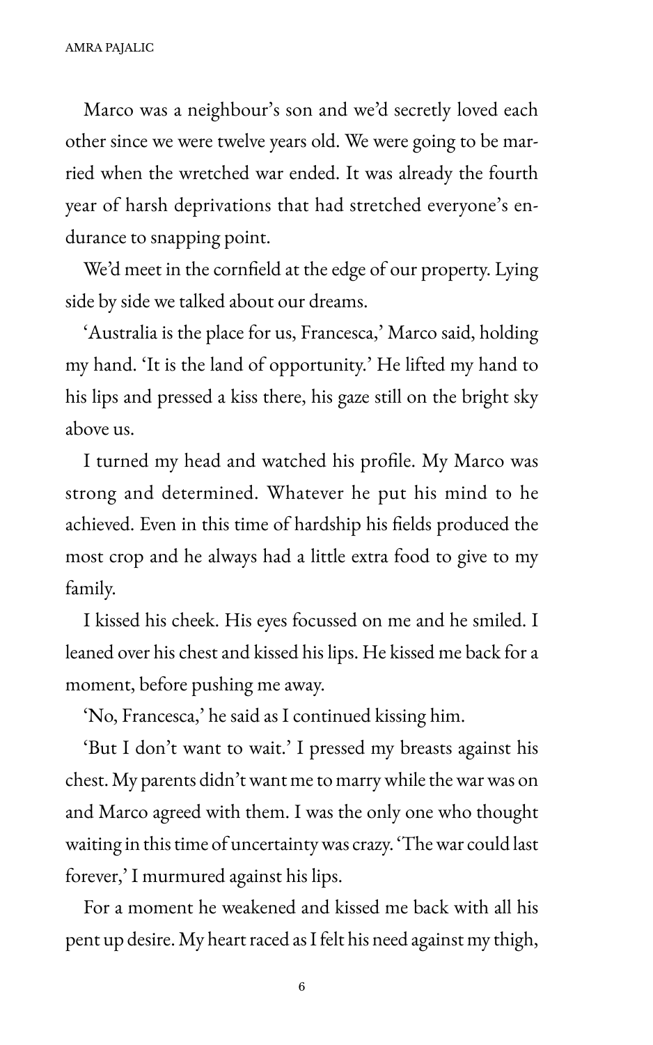Marco was a neighbour's son and we'd secretly loved each other since we were twelve years old. We were going to be married when the wretched war ended. It was already the fourth year of harsh deprivations that had stretched everyone's endurance to snapping point.

We'd meet in the cornfield at the edge of our property. Lying side by side we talked about our dreams.

'Australia is the place for us, Francesca,' Marco said, holding my hand. 'It is the land of opportunity.' He lifted my hand to his lips and pressed a kiss there, his gaze still on the bright sky above us.

I turned my head and watched his profile. My Marco was strong and determined. Whatever he put his mind to he achieved. Even in this time of hardship his fields produced the most crop and he always had a little extra food to give to my family.

I kissed his cheek. His eyes focussed on me and he smiled. I leaned over his chest and kissed his lips. He kissed me back for a moment, before pushing me away.

'No, Francesca,' he said as I continued kissing him.

'But I don't want to wait.' I pressed my breasts against his chest. My parents didn't want me to marry while the war was on and Marco agreed with them. I was the only one who thought waiting in this time of uncertainty was crazy. 'The war could last forever,' I murmured against his lips.

For a moment he weakened and kissed me back with all his pent up desire. My heart raced as I felt his need against my thigh,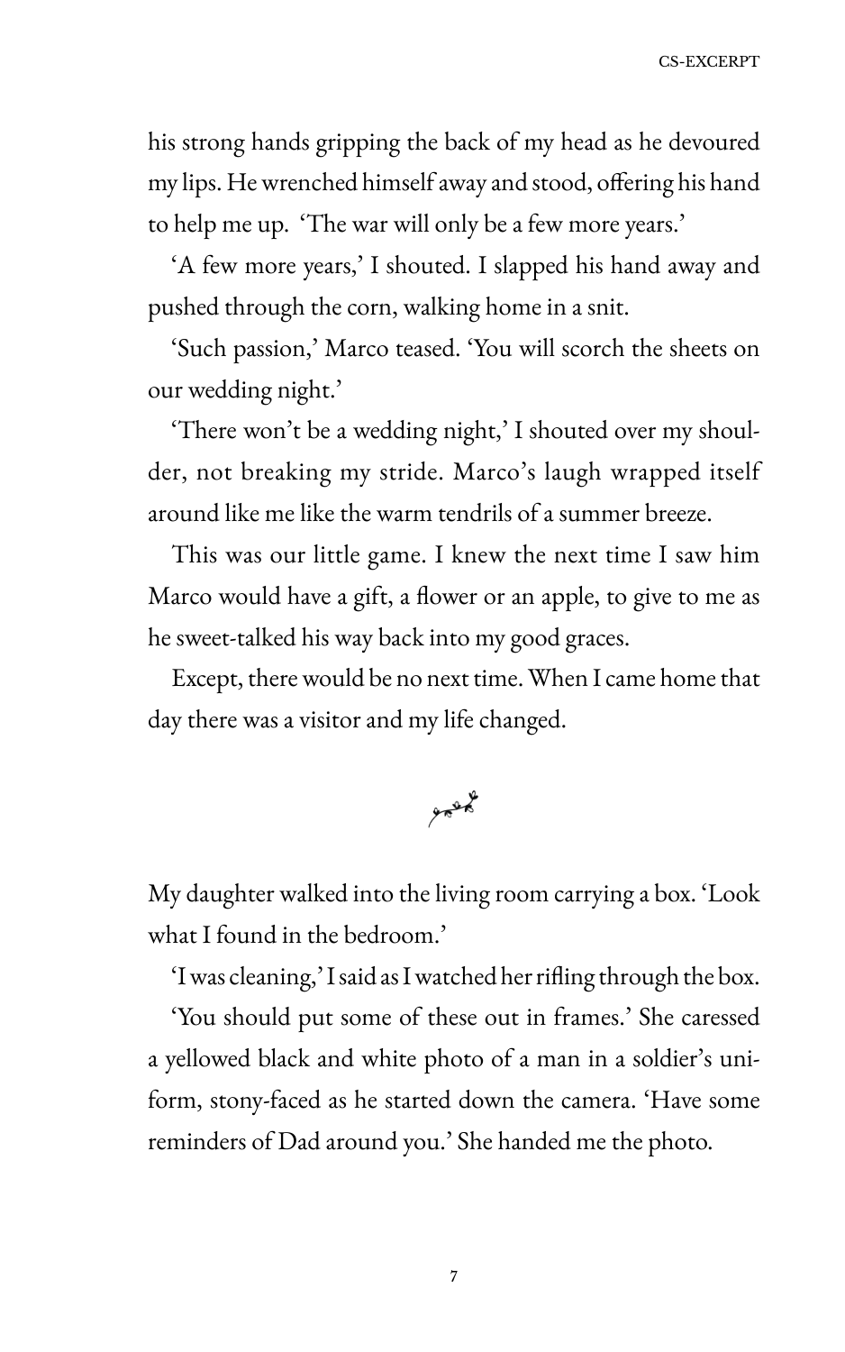his strong hands gripping the back of my head as he devoured my lips. He wrenched himself away and stood, offering his hand to help me up. 'The war will only be a few more years.'

'A few more years,' I shouted. I slapped his hand away and pushed through the corn, walking home in a snit.

'Such passion,' Marco teased. 'You will scorch the sheets on our wedding night.'

'There won't be a wedding night,' I shouted over my shoulder, not breaking my stride. Marco's laugh wrapped itself around like me like the warm tendrils of a summer breeze.

This was our little game. I knew the next time I saw him Marco would have a gift, a flower or an apple, to give to me as he sweet-talked his way back into my good graces.

Except, there would be no next time. When I came home that day there was a visitor and my life changed.

My daughter walked into the living room carrying a box. 'Look what I found in the bedroom.'

'I was cleaning,' I said as I watched her rifling through the box.

'You should put some of these out in frames.' She caressed a yellowed black and white photo of a man in a soldier's uniform, stony-faced as he started down the camera. 'Have some reminders of Dad around you.' She handed me the photo.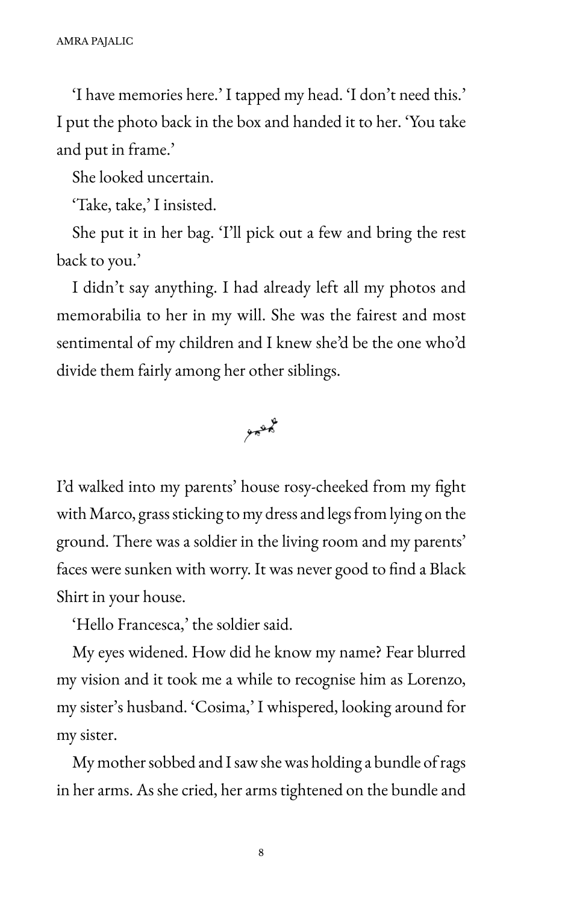'I have memories here.' I tapped my head. 'I don't need this.' I put the photo back in the box and handed it to her. 'You take and put in frame.'

She looked uncertain.

'Take, take,' I insisted.

She put it in her bag. 'I'll pick out a few and bring the rest back to you.'

I didn't say anything. I had already left all my photos and memorabilia to her in my will. She was the fairest and most sentimental of my children and I knew she'd be the one who'd divide them fairly among her other siblings.

I'd walked into my parents' house rosy-cheeked from my fight with Marco, grass sticking to my dress and legs from lying on the ground. There was a soldier in the living room and my parents' faces were sunken with worry. It was never good to find a Black Shirt in your house.

'Hello Francesca,' the soldier said.

My eyes widened. How did he know my name? Fear blurred my vision and it took me a while to recognise him as Lorenzo, my sister's husband. 'Cosima,' I whispered, looking around for my sister.

My mother sobbed and I saw she was holding a bundle of rags in her arms. As she cried, her arms tightened on the bundle and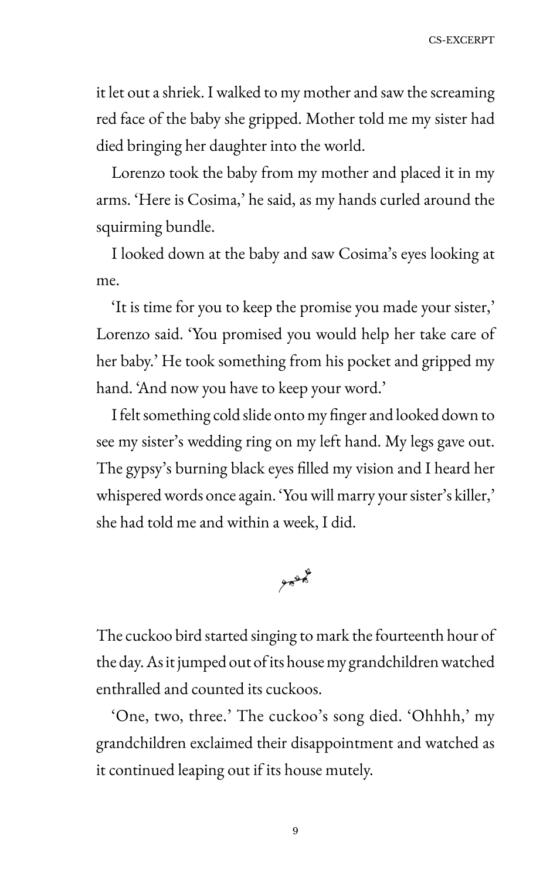it let out a shriek. I walked to my mother and saw the screaming red face of the baby she gripped. Mother told me my sister had died bringing her daughter into the world.

Lorenzo took the baby from my mother and placed it in my arms. 'Here is Cosima,' he said, as my hands curled around the squirming bundle.

I looked down at the baby and saw Cosima's eyes looking at me.

'It is time for you to keep the promise you made your sister,' Lorenzo said. 'You promised you would help her take care of her baby.' He took something from his pocket and gripped my hand. 'And now you have to keep your word.'

I felt something cold slide onto my finger and looked down to see my sister's wedding ring on my left hand. My legs gave out. The gypsy's burning black eyes filled my vision and I heard her whispered words once again. 'You will marry your sister's killer,' she had told me and within a week, I did.

---

The cuckoo bird started singing to mark the fourteenth hour of the day. As it jumped out of its house my grandchildren watched enthralled and counted its cuckoos.

'One, two, three.' The cuckoo's song died. 'Ohhhh,' my grandchildren exclaimed their disappointment and watched as it continued leaping out if its house mutely.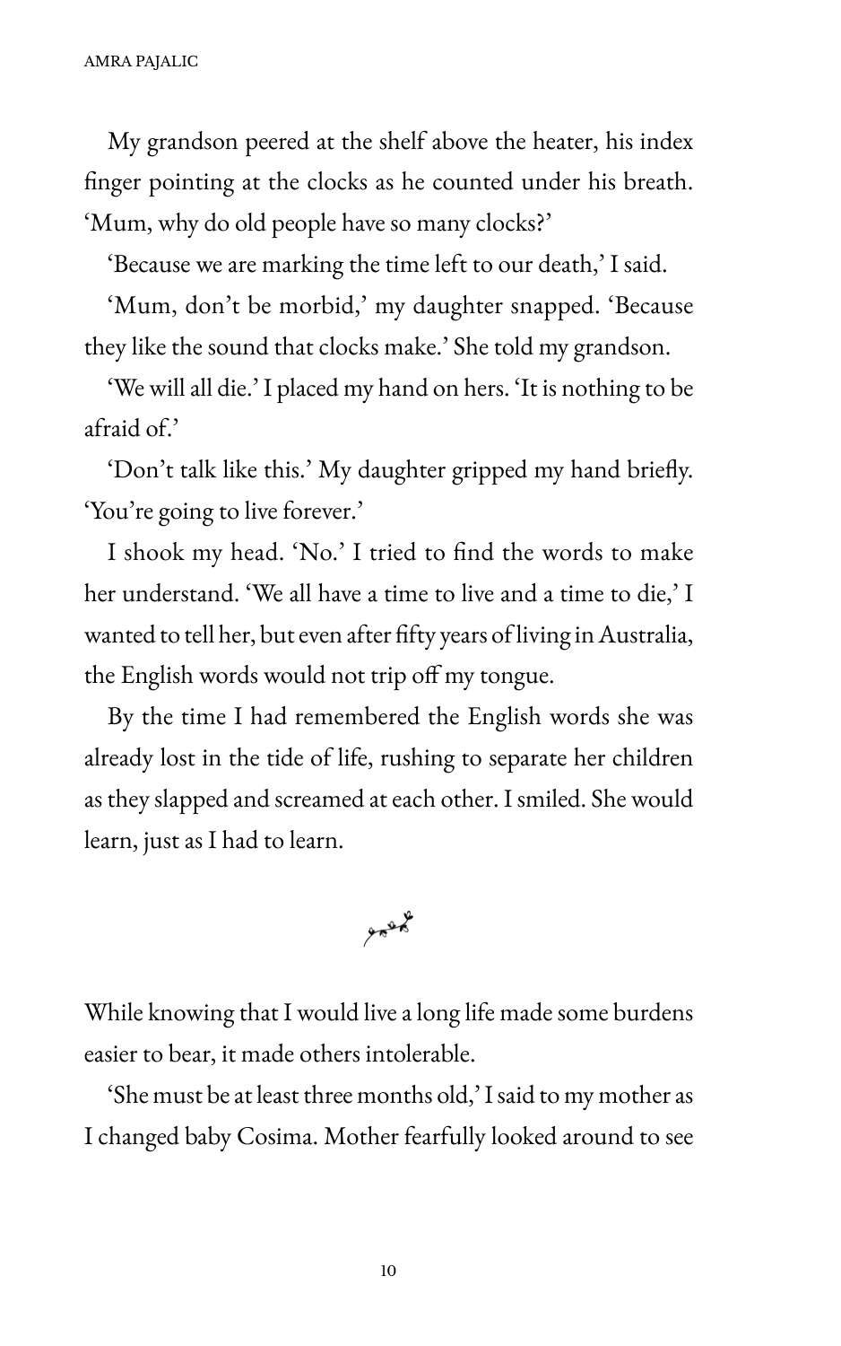My grandson peered at the shelf above the heater, his index finger pointing at the clocks as he counted under his breath. 'Mum, why do old people have so many clocks?'

'Because we are marking the time left to our death,' I said.

'Mum, don't be morbid,' my daughter snapped. 'Because they like the sound that clocks make.' She told my grandson.

'We will all die.' I placed my hand on hers. 'It is nothing to be afraid of.'

'Don't talk like this.' My daughter gripped my hand briefly. 'You're going to live forever.'

I shook my head. 'No.' I tried to find the words to make her understand. 'We all have a time to live and a time to die,' I wanted to tell her, but even after fifty years of living in Australia, the English words would not trip off my tongue.

By the time I had remembered the English words she was already lost in the tide of life, rushing to separate her children as they slapped and screamed at each other. I smiled. She would learn, just as I had to learn.

While knowing that I would live a long life made some burdens easier to bear, it made others intolerable.

'She must be at least three months old,' I said to my mother as I changed baby Cosima. Mother fearfully looked around to see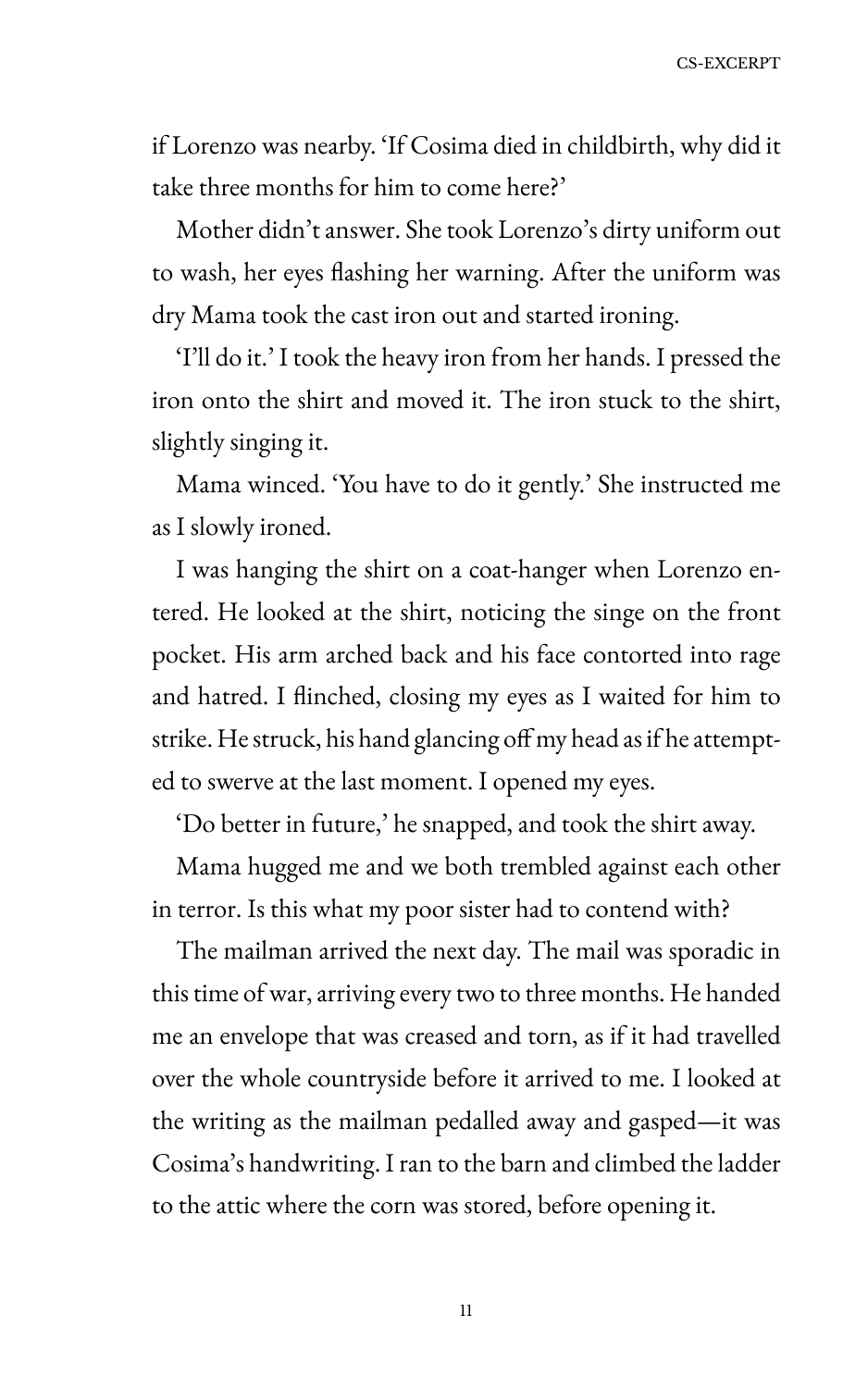if Lorenzo was nearby. 'If Cosima died in childbirth, why did it take three months for him to come here?'

Mother didn't answer. She took Lorenzo's dirty uniform out to wash, her eyes flashing her warning. After the uniform was dry Mama took the cast iron out and started ironing.

'I'll do it.' I took the heavy iron from her hands. I pressed the iron onto the shirt and moved it. The iron stuck to the shirt, slightly singing it.

Mama winced. 'You have to do it gently.' She instructed me as I slowly ironed.

I was hanging the shirt on a coat-hanger when Lorenzo entered. He looked at the shirt, noticing the singe on the front pocket. His arm arched back and his face contorted into rage and hatred. I flinched, closing my eyes as I waited for him to strike. He struck, his hand glancing off my head as if he attempted to swerve at the last moment. I opened my eyes.

'Do better in future,' he snapped, and took the shirt away.

Mama hugged me and we both trembled against each other in terror. Is this what my poor sister had to contend with?

The mailman arrived the next day. The mail was sporadic in this time of war, arriving every two to three months. He handed me an envelope that was creased and torn, as if it had travelled over the whole countryside before it arrived to me. I looked at the writing as the mailman pedalled away and gasped—it was Cosima's handwriting. I ran to the barn and climbed the ladder to the attic where the corn was stored, before opening it.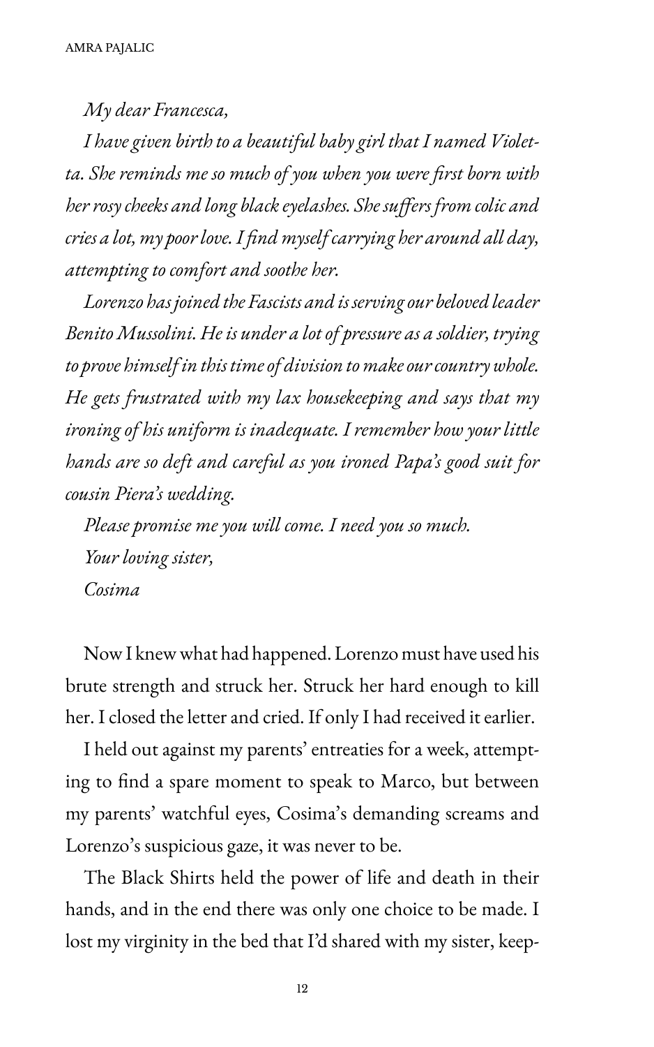*My dear Francesca,*

*I have given birth to a beautiful baby girl that I named Violetta. She reminds me so much of you when you were first born with her rosy cheeks and long black eyelashes. She suffers from colic and cries a lot, my poor love. I find myself carrying her around all day, attempting to comfort and soothe her.*

*Lorenzo has joined the Fascists and is serving our beloved leader Benito Mussolini. He is under a lot of pressure as a soldier, trying to prove himself in this time of division to make our country whole. He gets frustrated with my lax housekeeping and says that my ironing of his uniform is inadequate. I remember how your little hands are so deft and careful as you ironed Papa's good suit for cousin Piera's wedding.*

*Please promise me you will come. I need you so much.*

*Your loving sister,*

*Cosima*

Now I knew what had happened. Lorenzo must have used his brute strength and struck her. Struck her hard enough to kill her. I closed the letter and cried. If only I had received it earlier.

I held out against my parents' entreaties for a week, attempting to find a spare moment to speak to Marco, but between my parents' watchful eyes, Cosima's demanding screams and Lorenzo's suspicious gaze, it was never to be.

The Black Shirts held the power of life and death in their hands, and in the end there was only one choice to be made. I lost my virginity in the bed that I'd shared with my sister, keep-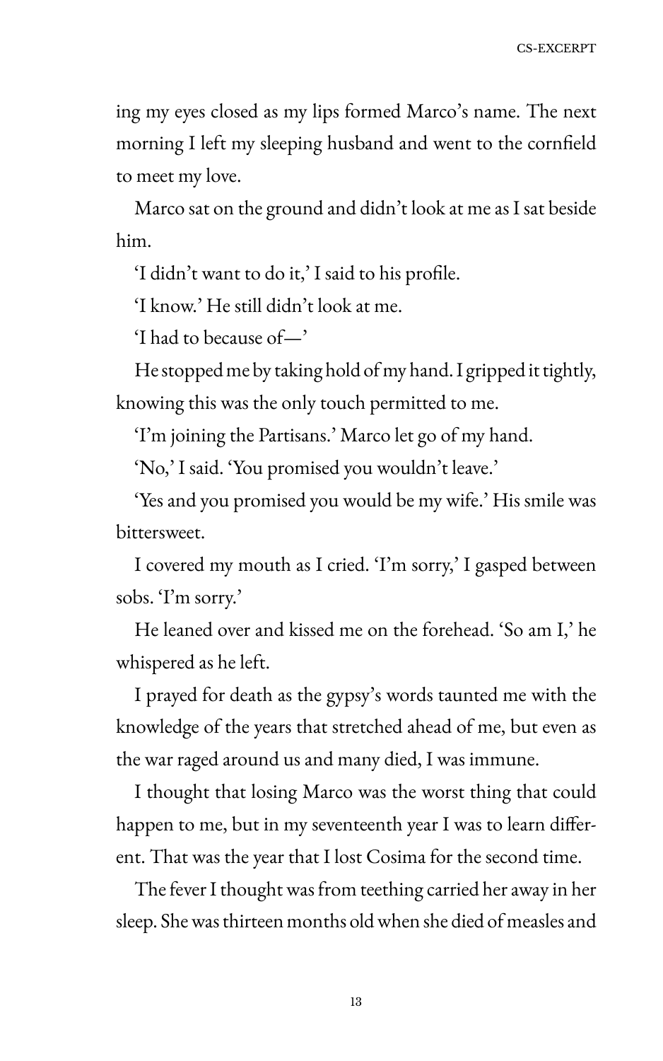ing my eyes closed as my lips formed Marco's name. The next morning I left my sleeping husband and went to the cornfield to meet my love.

Marco sat on the ground and didn't look at me as I sat beside him.

'I didn't want to do it,' I said to his profile.

'I know.' He still didn't look at me.

'I had to because of—'

He stopped me by taking hold of my hand. I gripped it tightly, knowing this was the only touch permitted to me.

'I'm joining the Partisans.' Marco let go of my hand.

'No,' I said. 'You promised you wouldn't leave.'

'Yes and you promised you would be my wife.' His smile was bittersweet.

I covered my mouth as I cried. 'I'm sorry,' I gasped between sobs. 'I'm sorry.'

He leaned over and kissed me on the forehead. 'So am I,' he whispered as he left.

I prayed for death as the gypsy's words taunted me with the knowledge of the years that stretched ahead of me, but even as the war raged around us and many died, I was immune.

I thought that losing Marco was the worst thing that could happen to me, but in my seventeenth year I was to learn different. That was the year that I lost Cosima for the second time.

The fever I thought was from teething carried her away in her sleep. She was thirteen months old when she died of measles and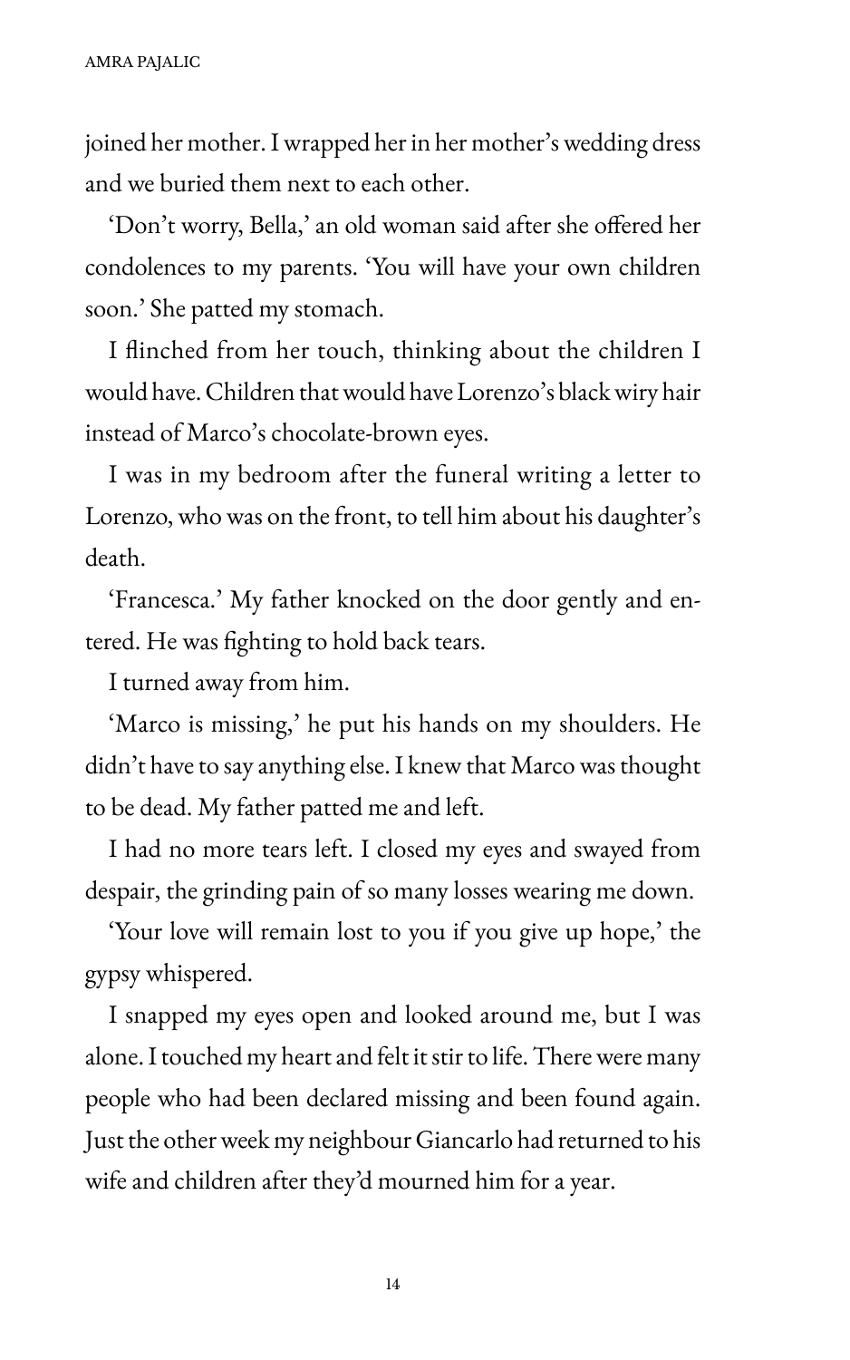joined her mother. I wrapped her in her mother's wedding dress and we buried them next to each other.

'Don't worry, Bella,' an old woman said after she offered her condolences to my parents. 'You will have your own children soon.' She patted my stomach.

I flinched from her touch, thinking about the children I would have. Children that would have Lorenzo's black wiry hair instead of Marco's chocolate-brown eyes.

I was in my bedroom after the funeral writing a letter to Lorenzo, who was on the front, to tell him about his daughter's death.

'Francesca.' My father knocked on the door gently and entered. He was fighting to hold back tears.

I turned away from him.

'Marco is missing,' he put his hands on my shoulders. He didn't have to say anything else. I knew that Marco was thought to be dead. My father patted me and left.

I had no more tears left. I closed my eyes and swayed from despair, the grinding pain of so many losses wearing me down.

'Your love will remain lost to you if you give up hope,' the gypsy whispered.

I snapped my eyes open and looked around me, but I was alone. I touched my heart and felt it stir to life. There were many people who had been declared missing and been found again. Just the other week my neighbour Giancarlo had returned to his wife and children after they'd mourned him for a year.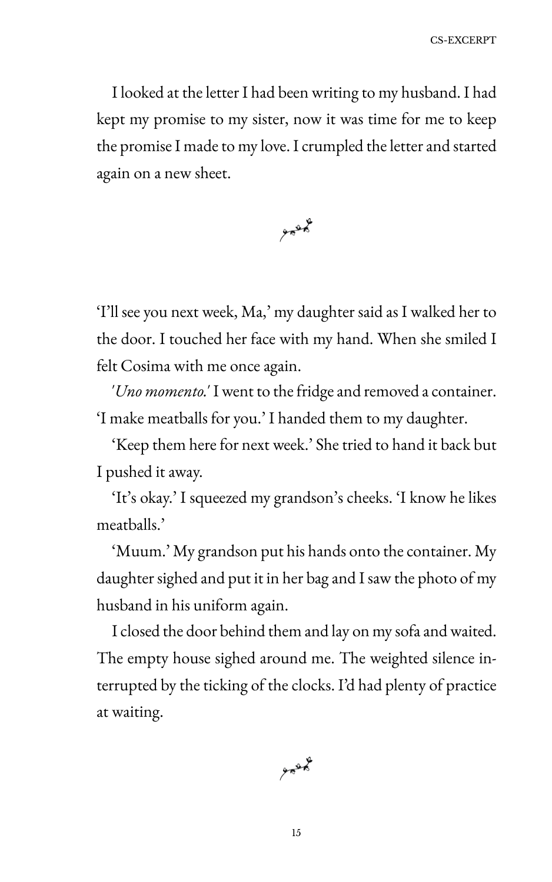I looked at the letter I had been writing to my husband. I had kept my promise to my sister, now it was time for me to keep the promise I made to my love. I crumpled the letter and started again on a new sheet.

---

'I'll see you next week, Ma,' my daughter said as I walked her to the door. I touched her face with my hand. When she smiled I felt Cosima with me once again.

*'Uno momento.'* I went to the fridge and removed a container. 'I make meatballs for you.' I handed them to my daughter.

'Keep them here for next week.' She tried to hand it back but I pushed it away.

'It's okay.' I squeezed my grandson's cheeks. 'I know he likes meatballs.'

'Muum.' My grandson put his hands onto the container. My daughter sighed and put it in her bag and I saw the photo of my husband in his uniform again.

I closed the door behind them and lay on my sofa and waited. The empty house sighed around me. The weighted silence interrupted by the ticking of the clocks. I'd had plenty of practice at waiting.

---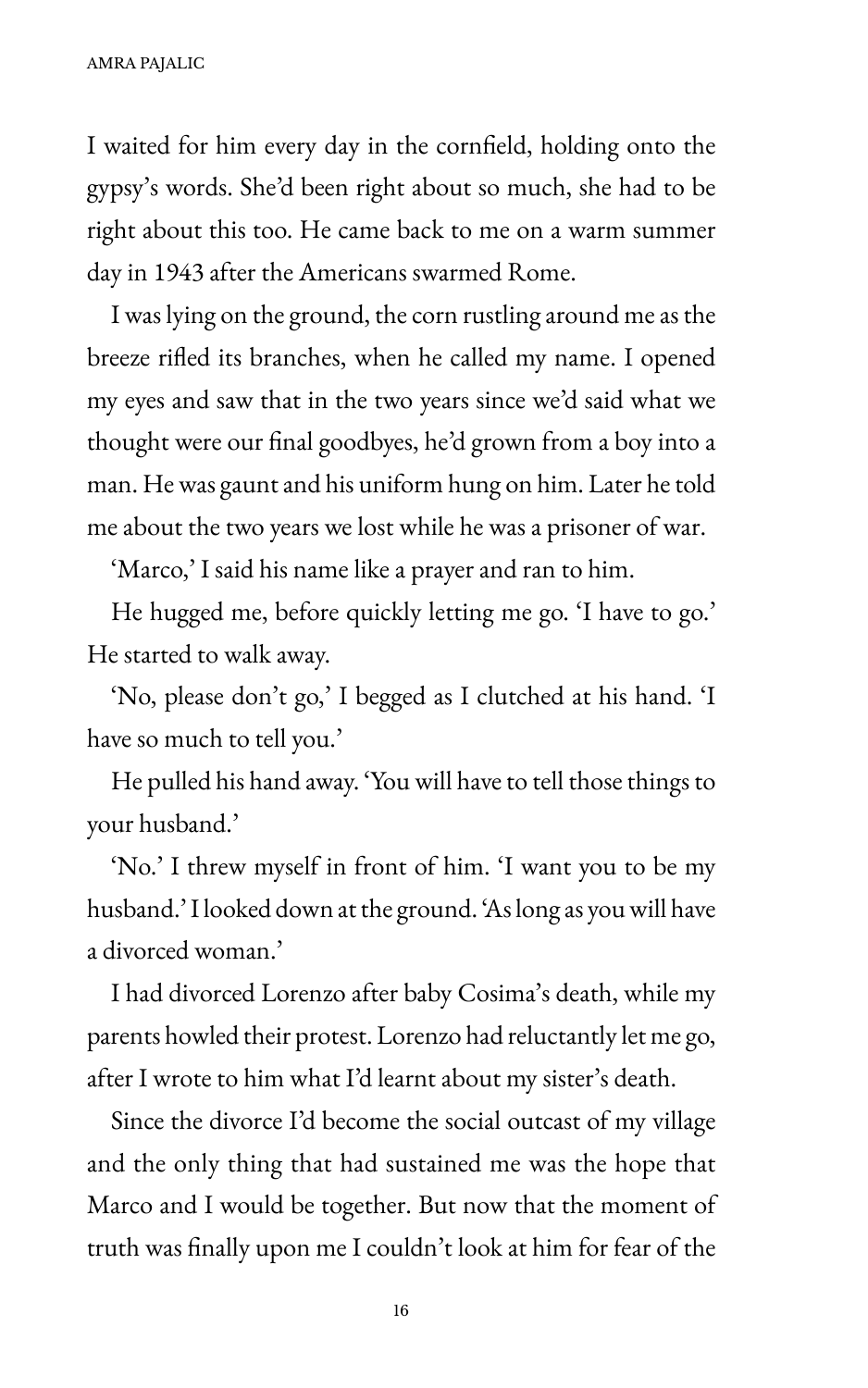I waited for him every day in the cornfield, holding onto the gypsy's words. She'd been right about so much, she had to be right about this too. He came back to me on a warm summer day in 1943 after the Americans swarmed Rome.

I was lying on the ground, the corn rustling around me as the breeze rifled its branches, when he called my name. I opened my eyes and saw that in the two years since we'd said what we thought were our final goodbyes, he'd grown from a boy into a man. He was gaunt and his uniform hung on him. Later he told me about the two years we lost while he was a prisoner of war.

'Marco,' I said his name like a prayer and ran to him.

He hugged me, before quickly letting me go. 'I have to go.' He started to walk away.

'No, please don't go,' I begged as I clutched at his hand. 'I have so much to tell you.'

He pulled his hand away. 'You will have to tell those things to your husband.'

'No.' I threw myself in front of him. 'I want you to be my husband.' I looked down at the ground. 'As long as you will have a divorced woman.'

I had divorced Lorenzo after baby Cosima's death, while my parents howled their protest. Lorenzo had reluctantly let me go, after I wrote to him what I'd learnt about my sister's death.

Since the divorce I'd become the social outcast of my village and the only thing that had sustained me was the hope that Marco and I would be together. But now that the moment of truth was finally upon me I couldn't look at him for fear of the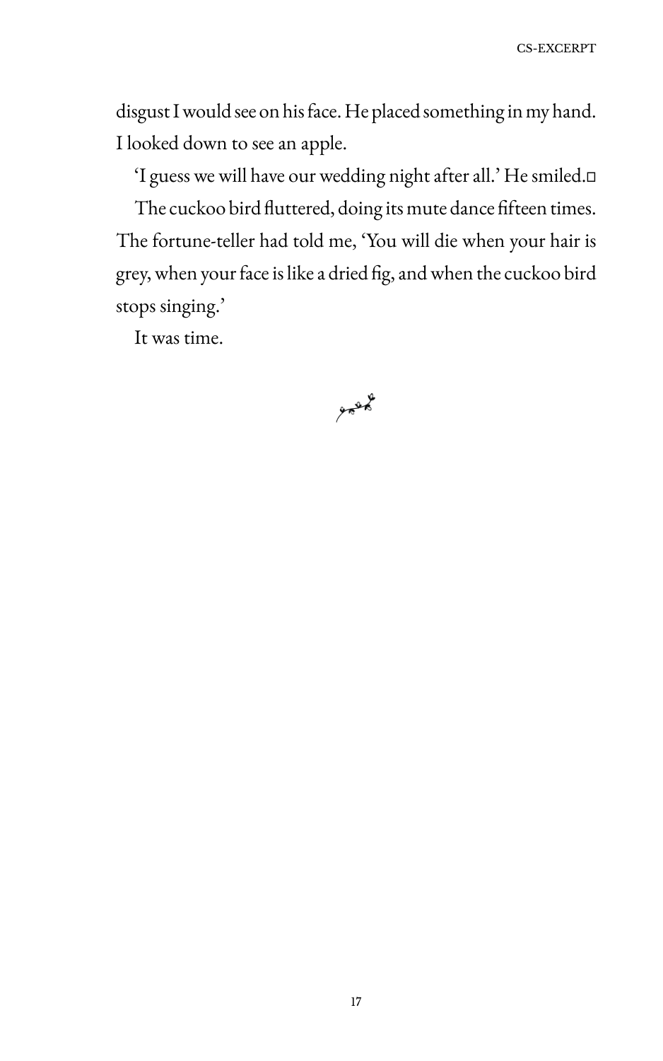disgust I would see on his face. He placed something in my hand. I looked down to see an apple.

'I guess we will have our wedding night after all.' He smiled.

The cuckoo bird fluttered, doing its mute dance fifteen times. The fortune-teller had told me, 'You will die when your hair is grey, when your face is like a dried fig, and when the cuckoo bird stops singing.'

It was time.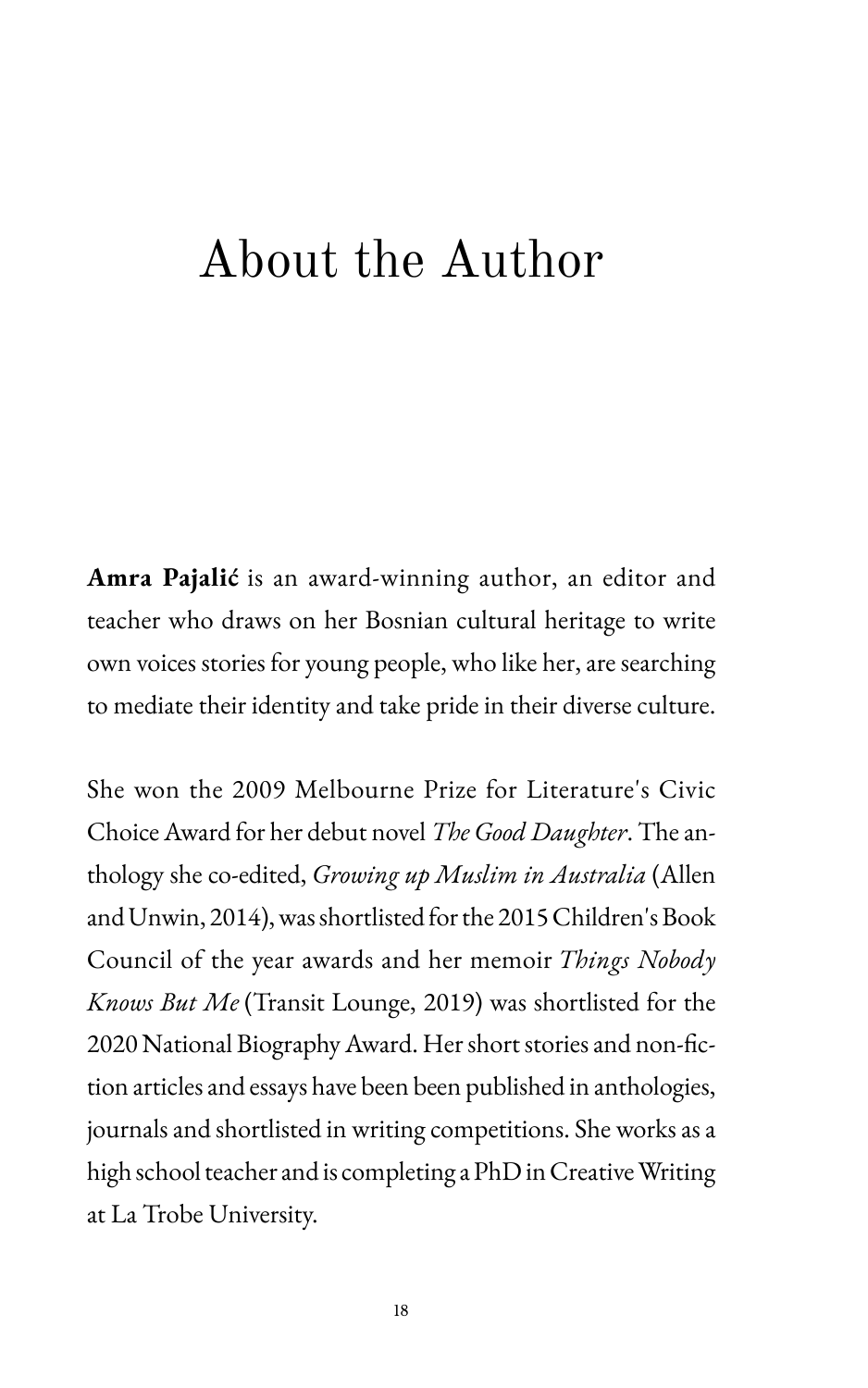# About the Author

**Amra Pajalić** is an award-winning author, an editor and teacher who draws on her Bosnian cultural heritage to write own voices stories for young people, who like her, are searching to mediate their identity and take pride in their diverse culture.

She won the 2009 Melbourne Prize for Literature's Civic Choice Award for her debut novel *The Good Daughter*. The anthology she co-edited, *Growing up Muslim in Australia* (Allen and Unwin, 2014), was shortlisted for the 2015 Children's Book Council of the year awards and her memoir *Things Nobody Knows But Me* (Transit Lounge, 2019) was shortlisted for the 2020 National Biography Award. Her short stories and non-fiction articles and essays have been been published in anthologies, journals and shortlisted in writing competitions. She works as a high school teacher and is completing a PhD in Creative Writing at La Trobe University.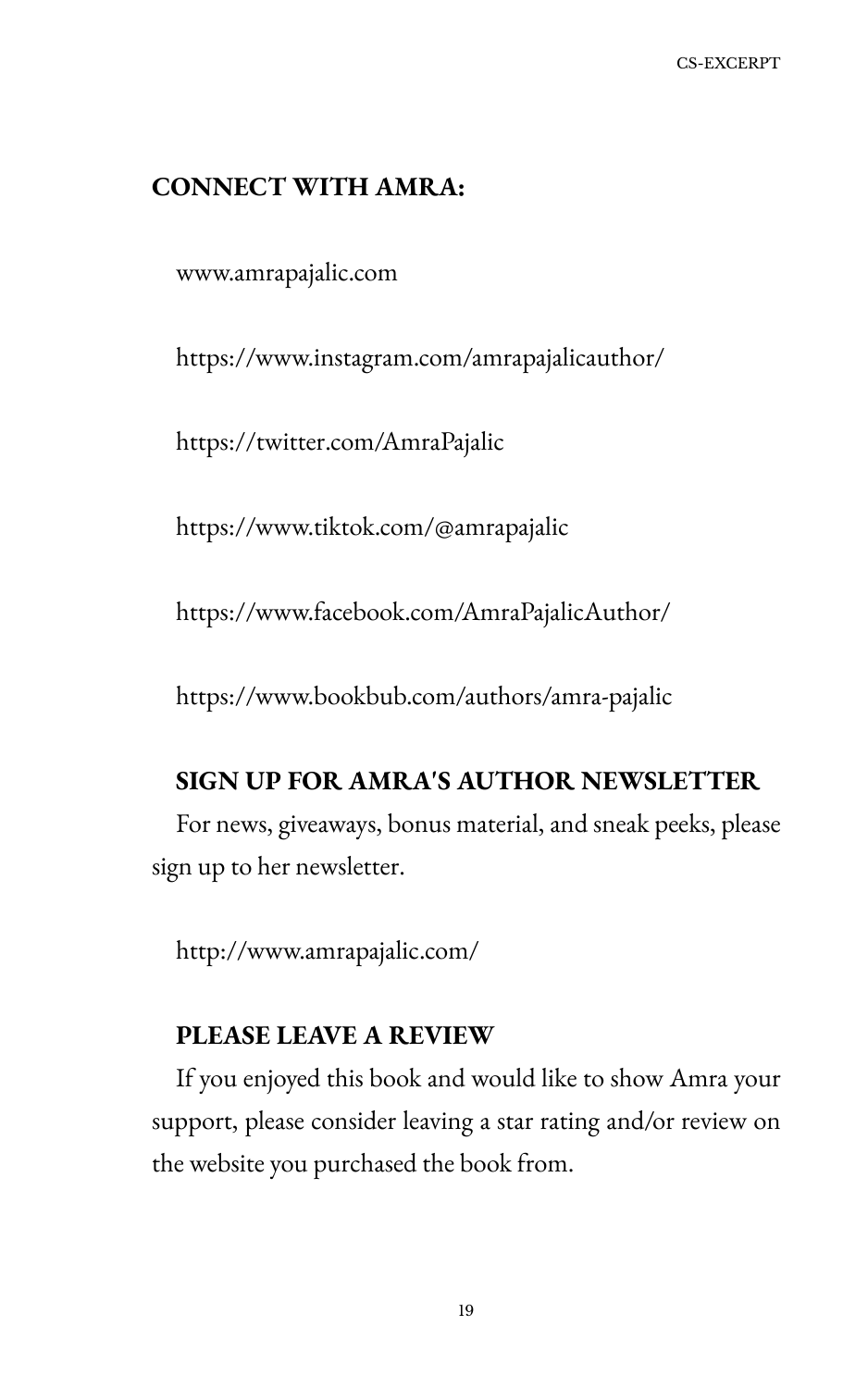## CONNECT WITH AMRA:

www.amrapajalic.com

https://www.instagram.com/amrapajalicauthor/

https://twitter.com/AmraPajalic

https://www.tiktok.com/@amrapajalic

https://www.facebook.com/AmraPajalicAuthor/

https://www.bookbub.com/authors/amra-pajalic

### SIGN UP FOR AMRA'S AUTHOR NEWSLETTER

For news, giveaways, bonus material, and sneak peeks, please sign up to her newsletter.

http://www.amrapajalic.com/

### PLEASE LEAVE A REVIEW

If you enjoyed this book and would like to show Amra your support, please consider leaving a star rating and/or review on the website you purchased the book from.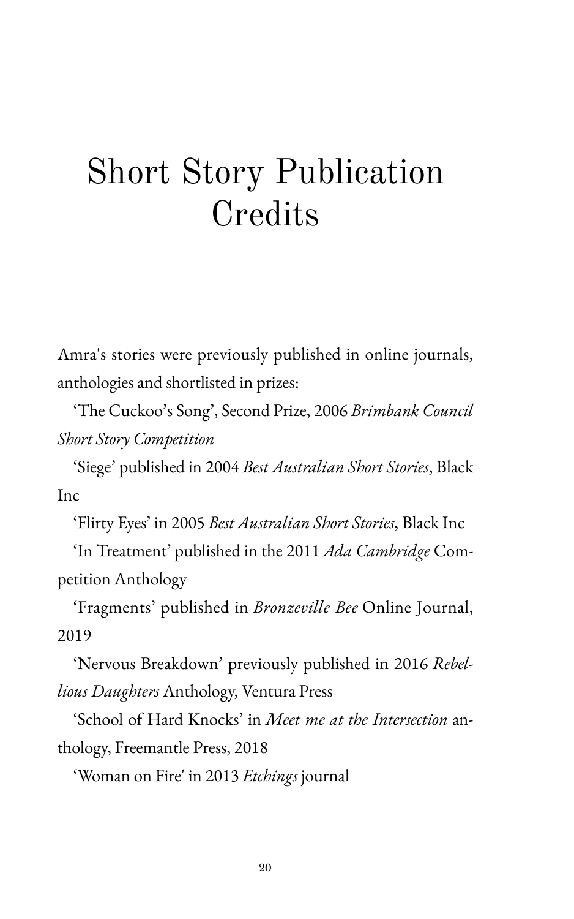# Short Story Publication Credits

Amra's stories were previously published in online journals, anthologies and shortlisted in prizes:

'The Cuckoo's Song', Second Prize, 2006 *Brimbank Council Short Story Competition*

'Siege' published in 2004 *Best Australian Short Stories*, Black Inc

'Flirty Eyes' in 2005 *Best Australian Short Stories*, Black Inc

'In Treatment' published in the 2011 *Ada Cambridge* Competition Anthology

'Fragments' published in *Bronzeville Bee* Online Journal, 2019

'Nervous Breakdown' previously published in 2016 *Rebellious Daughters* Anthology, Ventura Press

'School of Hard Knocks' in *Meet me at the Intersection* anthology, Freemantle Press, 2018

'Woman on Fire' in 2013 *Etchings* journal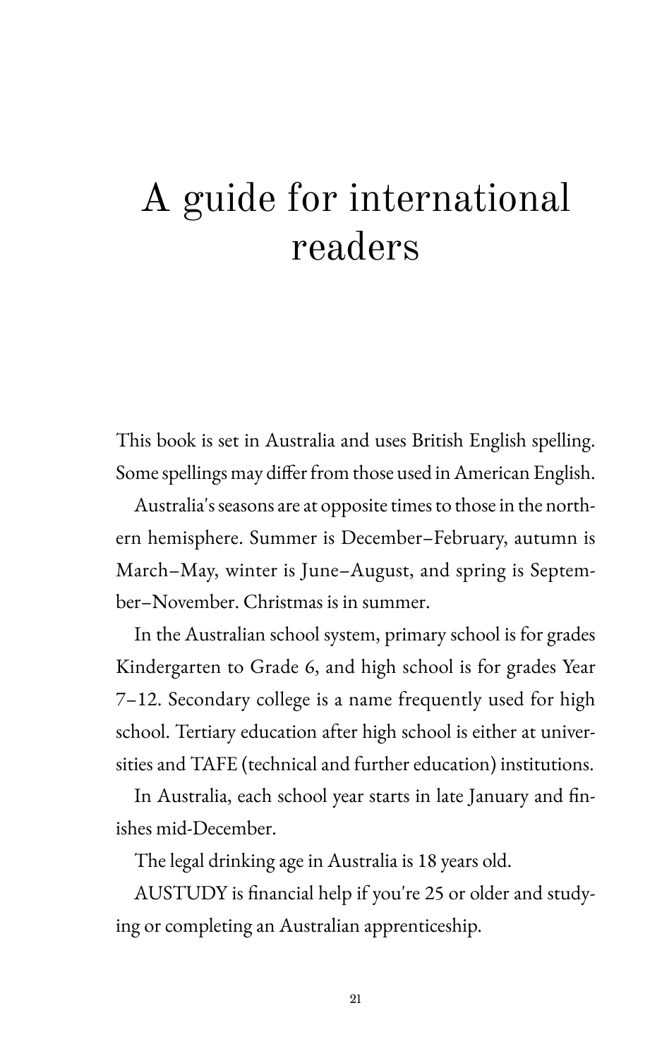# A guide for international readers

This book is set in Australia and uses British English spelling. Some spellings may differ from those used in American English.

Australia's seasons are at opposite times to those in the northern hemisphere. Summer is December–February, autumn is March–May, winter is June–August, and spring is September–November. Christmas is in summer.

In the Australian school system, primary school is for grades Kindergarten to Grade 6, and high school is for grades Year 7–12. Secondary college is a name frequently used for high school. Tertiary education after high school is either at universities and TAFE (technical and further education) institutions.

In Australia, each school year starts in late January and finishes mid-December.

The legal drinking age in Australia is 18 years old.

AUSTUDY is financial help if you're 25 or older and studying or completing an Australian apprenticeship.